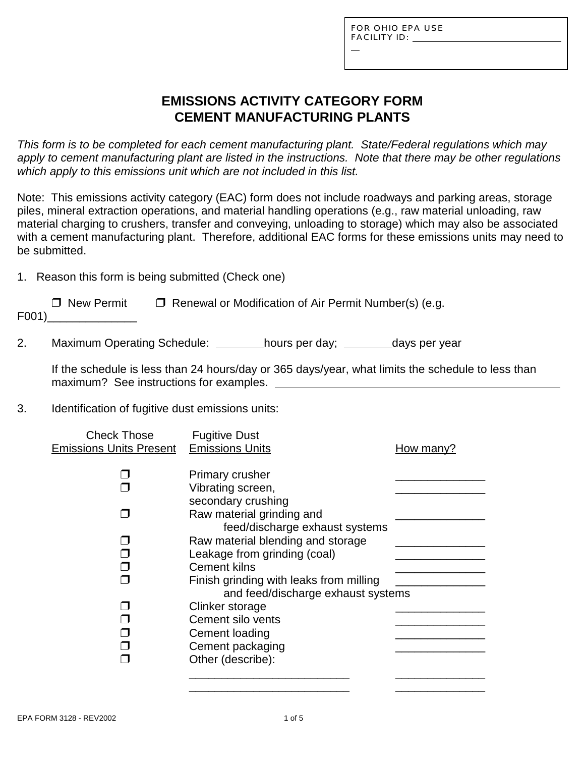FOR OHIO EPA USE
FACILITY ID: ______________________________

# EMISSIONS ACTIVITY CATEGORY FORM
# CEMENT MANUFACTURING PLANTS

*This form is to be completed for each cement manufacturing plant. State/Federal regulations which may apply to cement manufacturing plant are listed in the instructions. Note that there may be other regulations which apply to this emissions unit which are not included in this list.*

Note: This emissions activity category (EAC) form does not include roadways and parking areas, storage piles, mineral extraction operations, and material handling operations (e.g., raw material unloading, raw material charging to crushers, transfer and conveying, unloading to storage) which may also be associated with a cement manufacturing plant. Therefore, additional EAC forms for these emissions units may need to be submitted.

1. Reason this form is being submitted (Check one)

   ❒ New Permit ❒ Renewal or Modification of Air Permit Number(s) (e.g. F001)______________

2. Maximum Operating Schedule: ________hours per day; ________days per year

   If the schedule is less than 24 hours/day or 365 days/year, what limits the schedule to less than maximum? See instructions for examples. ________________________________________________

3. Identification of fugitive dust emissions units:

| Check Those Emissions Units Present | Fugitive Dust Emissions Units | How many? |
|---|---|---|
| ❒ | Primary crusher | ______________ |
| ❒ | Vibrating screen, secondary crushing | ______________ |
| ❒ | Raw material grinding and feed/discharge exhaust systems | ______________ |
| ❒ | Raw material blending and storage | ______________ |
| ❒ | Leakage from grinding (coal) | ______________ |
| ❒ | Cement kilns | ______________ |
| ❒ | Finish grinding with leaks from milling and feed/discharge exhaust systems | ______________ |
| ❒ | Clinker storage | ______________ |
| ❒ | Cement silo vents | ______________ |
| ❒ | Cement loading | ______________ |
| ❒ | Cement packaging | ______________ |
| ❒ | Other (describe): | |
| | _________________________ | ______________ |
| | _________________________ | ______________ |

EPA FORM 3128 - REV2002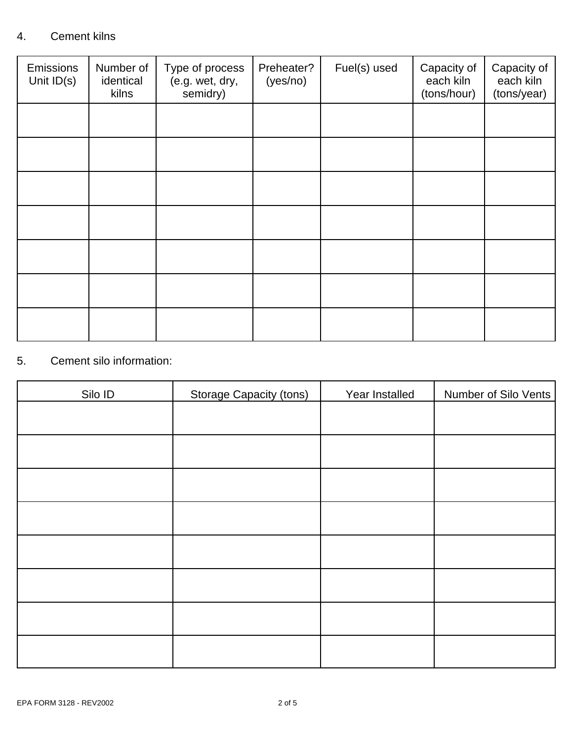4. Cement kilns

| Emissions Unit ID(s) | Number of identical kilns | Type of process (e.g. wet, dry, semidry) | Preheater? (yes/no) | Fuel(s) used | Capacity of each kiln (tons/hour) | Capacity of each kiln (tons/year) |
|---|---|---|---|---|---|---|
| | | | | | | |
| | | | | | | |
| | | | | | | |
| | | | | | | |
| | | | | | | |
| | | | | | | |
| | | | | | | |

5. Cement silo information:

| Silo ID | Storage Capacity (tons) | Year Installed | Number of Silo Vents |
|---|---|---|---|
| | | | |
| | | | |
| | | | |
| | | | |
| | | | |
| | | | |
| | | | |
| | | | |

EPA FORM 3128 - REV2002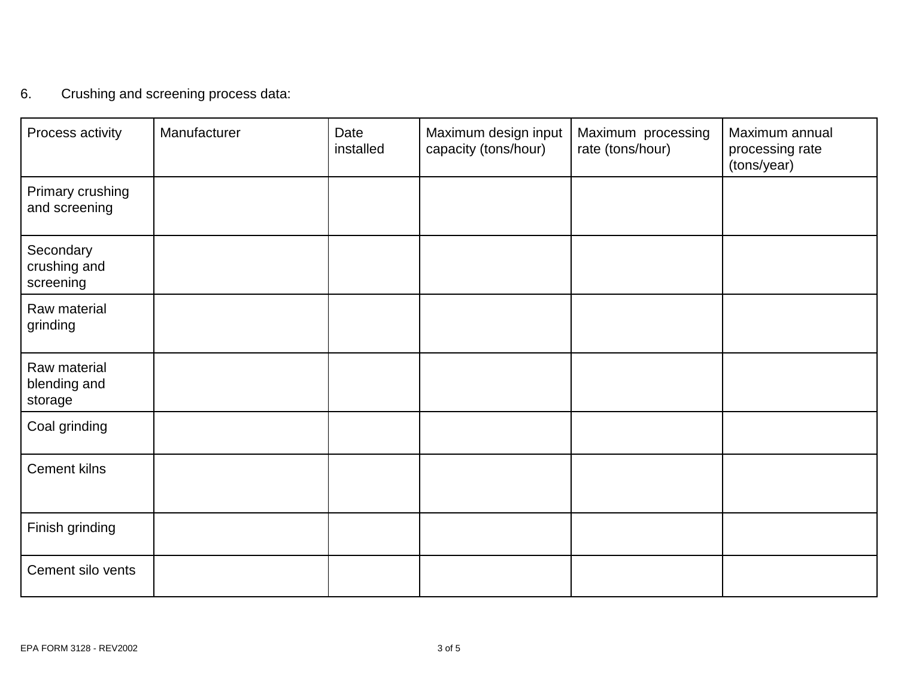6. Crushing and screening process data:

| Process activity | Manufacturer | Date installed | Maximum design input capacity (tons/hour) | Maximum processing rate (tons/hour) | Maximum annual processing rate (tons/year) |
|---|---|---|---|---|---|
| Primary crushing and screening | | | | | |
| Secondary crushing and screening | | | | | |
| Raw material grinding | | | | | |
| Raw material blending and storage | | | | | |
| Coal grinding | | | | | |
| Cement kilns | | | | | |
| Finish grinding | | | | | |
| Cement silo vents | | | | | |

EPA FORM 3128 - REV2002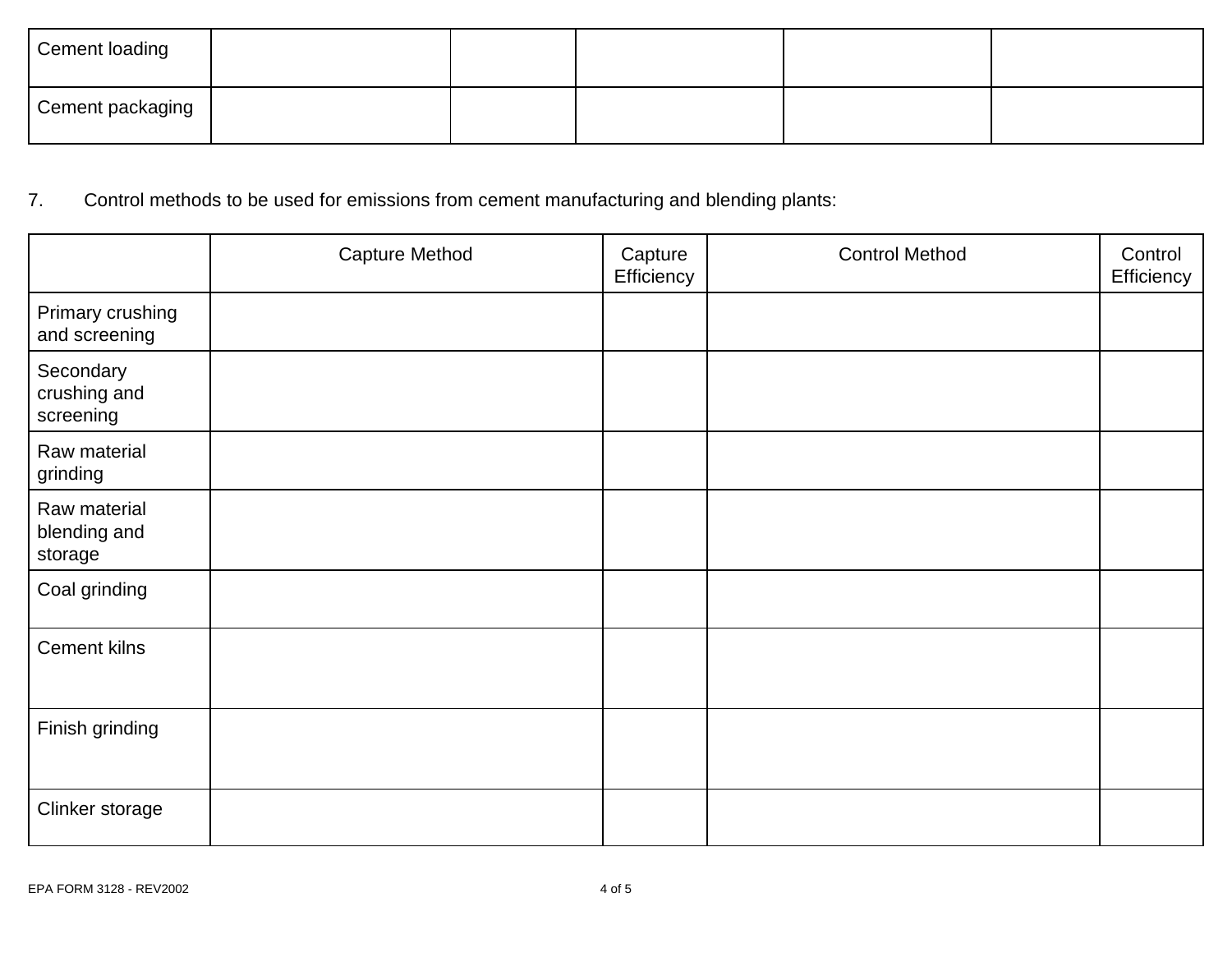| | | | | | |
|---|---|---|---|---|---|
| Cement loading | | | | | |
| Cement packaging | | | | | |

7. Control methods to be used for emissions from cement manufacturing and blending plants:

| | Capture Method | Capture Efficiency | Control Method | Control Efficiency |
|---|---|---|---|---|
| Primary crushing and screening | | | | |
| Secondary crushing and screening | | | | |
| Raw material grinding | | | | |
| Raw material blending and storage | | | | |
| Coal grinding | | | | |
| Cement kilns | | | | |
| Finish grinding | | | | |
| Clinker storage | | | | |

EPA FORM 3128 - REV2002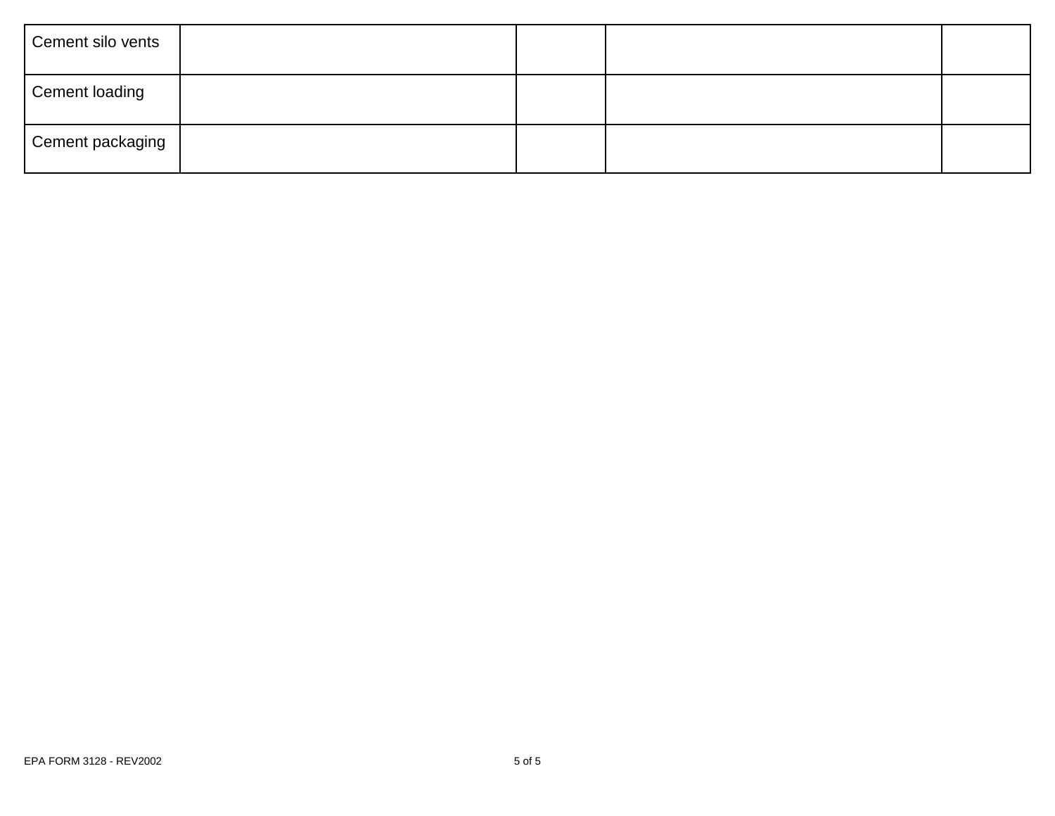| | | | | |
|---|---|---|---|---|
| Cement silo vents | | | | |
| Cement loading | | | | |
| Cement packaging | | | | |

EPA FORM 3128 - REV2002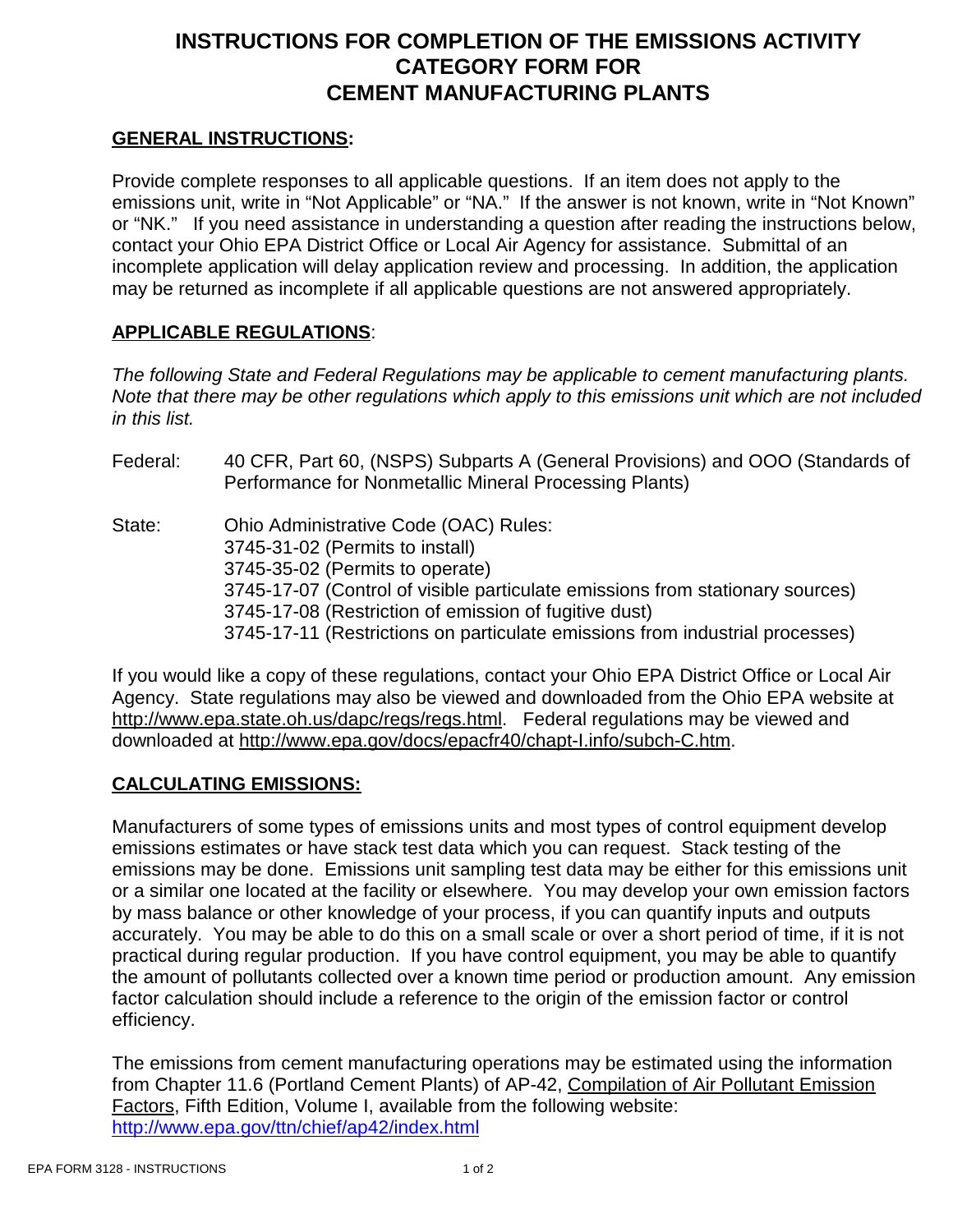# INSTRUCTIONS FOR COMPLETION OF THE EMISSIONS ACTIVITY CATEGORY FORM FOR CEMENT MANUFACTURING PLANTS

## GENERAL INSTRUCTIONS:

Provide complete responses to all applicable questions. If an item does not apply to the emissions unit, write in "Not Applicable" or "NA." If the answer is not known, write in "Not Known" or "NK." If you need assistance in understanding a question after reading the instructions below, contact your Ohio EPA District Office or Local Air Agency for assistance. Submittal of an incomplete application will delay application review and processing. In addition, the application may be returned as incomplete if all applicable questions are not answered appropriately.

## APPLICABLE REGULATIONS:

*The following State and Federal Regulations may be applicable to cement manufacturing plants. Note that there may be other regulations which apply to this emissions unit which are not included in this list.*

Federal: 40 CFR, Part 60, (NSPS) Subparts A (General Provisions) and OOO (Standards of Performance for Nonmetallic Mineral Processing Plants)

State: Ohio Administrative Code (OAC) Rules:
3745-31-02 (Permits to install)
3745-35-02 (Permits to operate)
3745-17-07 (Control of visible particulate emissions from stationary sources)
3745-17-08 (Restriction of emission of fugitive dust)
3745-17-11 (Restrictions on particulate emissions from industrial processes)

If you would like a copy of these regulations, contact your Ohio EPA District Office or Local Air Agency. State regulations may also be viewed and downloaded from the Ohio EPA website at http://www.epa.state.oh.us/dapc/regs/regs.html. Federal regulations may be viewed and downloaded at http://www.epa.gov/docs/epacfr40/chapt-I.info/subch-C.htm.

## CALCULATING EMISSIONS:

Manufacturers of some types of emissions units and most types of control equipment develop emissions estimates or have stack test data which you can request. Stack testing of the emissions may be done. Emissions unit sampling test data may be either for this emissions unit or a similar one located at the facility or elsewhere. You may develop your own emission factors by mass balance or other knowledge of your process, if you can quantify inputs and outputs accurately. You may be able to do this on a small scale or over a short period of time, if it is not practical during regular production. If you have control equipment, you may be able to quantify the amount of pollutants collected over a known time period or production amount. Any emission factor calculation should include a reference to the origin of the emission factor or control efficiency.

The emissions from cement manufacturing operations may be estimated using the information from Chapter 11.6 (Portland Cement Plants) of AP-42, Compilation of Air Pollutant Emission Factors, Fifth Edition, Volume I, available from the following website: http://www.epa.gov/ttn/chief/ap42/index.html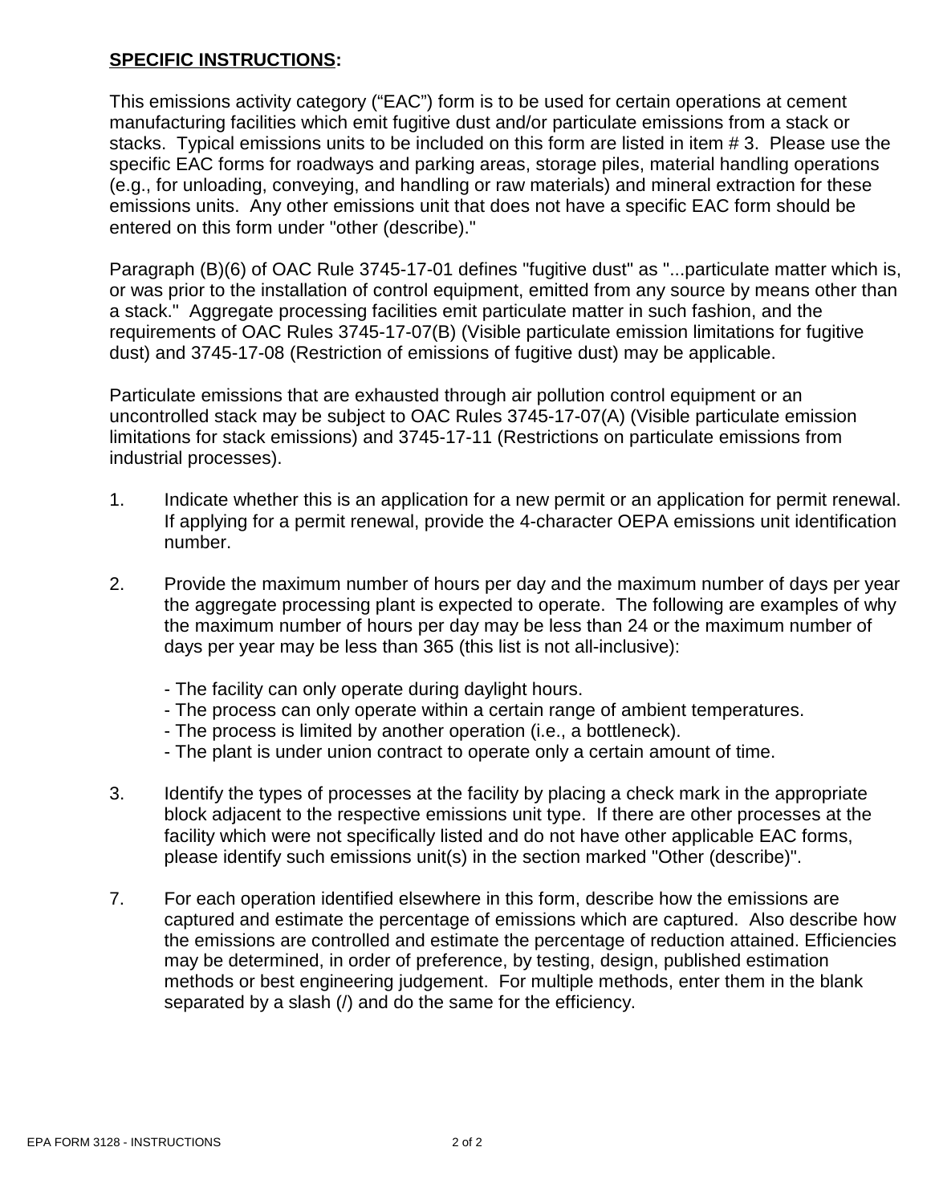**SPECIFIC INSTRUCTIONS:**

This emissions activity category ("EAC") form is to be used for certain operations at cement manufacturing facilities which emit fugitive dust and/or particulate emissions from a stack or stacks. Typical emissions units to be included on this form are listed in item # 3. Please use the specific EAC forms for roadways and parking areas, storage piles, material handling operations (e.g., for unloading, conveying, and handling or raw materials) and mineral extraction for these emissions units. Any other emissions unit that does not have a specific EAC form should be entered on this form under "other (describe)."

Paragraph (B)(6) of OAC Rule 3745-17-01 defines "fugitive dust" as "...particulate matter which is, or was prior to the installation of control equipment, emitted from any source by means other than a stack." Aggregate processing facilities emit particulate matter in such fashion, and the requirements of OAC Rules 3745-17-07(B) (Visible particulate emission limitations for fugitive dust) and 3745-17-08 (Restriction of emissions of fugitive dust) may be applicable.

Particulate emissions that are exhausted through air pollution control equipment or an uncontrolled stack may be subject to OAC Rules 3745-17-07(A) (Visible particulate emission limitations for stack emissions) and 3745-17-11 (Restrictions on particulate emissions from industrial processes).

1. Indicate whether this is an application for a new permit or an application for permit renewal. If applying for a permit renewal, provide the 4-character OEPA emissions unit identification number.

2. Provide the maximum number of hours per day and the maximum number of days per year the aggregate processing plant is expected to operate. The following are examples of why the maximum number of hours per day may be less than 24 or the maximum number of days per year may be less than 365 (this list is not all-inclusive):

   - The facility can only operate during daylight hours.
   - The process can only operate within a certain range of ambient temperatures.
   - The process is limited by another operation (i.e., a bottleneck).
   - The plant is under union contract to operate only a certain amount of time.

3. Identify the types of processes at the facility by placing a check mark in the appropriate block adjacent to the respective emissions unit type. If there are other processes at the facility which were not specifically listed and do not have other applicable EAC forms, please identify such emissions unit(s) in the section marked "Other (describe)".

7. For each operation identified elsewhere in this form, describe how the emissions are captured and estimate the percentage of emissions which are captured. Also describe how the emissions are controlled and estimate the percentage of reduction attained. Efficiencies may be determined, in order of preference, by testing, design, published estimation methods or best engineering judgement. For multiple methods, enter them in the blank separated by a slash (/) and do the same for the efficiency.